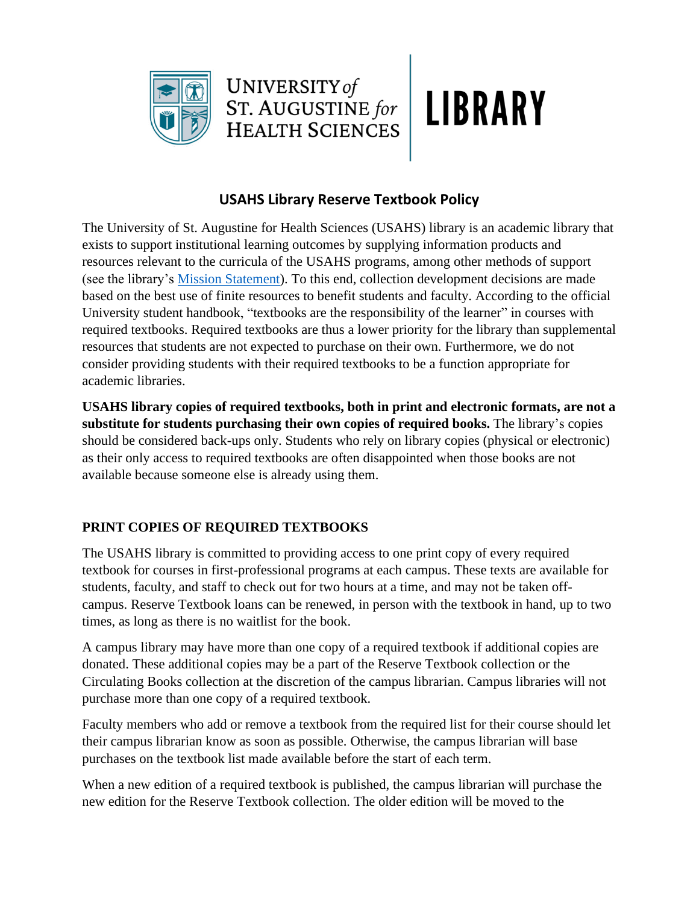UNIVERSITY *of* ST. AUGUSTINE *for* HEALTH SCIENCES | LIBRARY

## USAHS Library Reserve Textbook Policy

The University of St. Augustine for Health Sciences (USAHS) library is an academic library that exists to support institutional learning outcomes by supplying information products and resources relevant to the curricula of the USAHS programs, among other methods of support (see the library's [Mission Statement](#)). To this end, collection development decisions are made based on the best use of finite resources to benefit students and faculty. According to the official University student handbook, "textbooks are the responsibility of the learner" in courses with required textbooks. Required textbooks are thus a lower priority for the library than supplemental resources that students are not expected to purchase on their own. Furthermore, we do not consider providing students with their required textbooks to be a function appropriate for academic libraries.

**USAHS library copies of required textbooks, both in print and electronic formats, are not a substitute for students purchasing their own copies of required books.** The library's copies should be considered back-ups only. Students who rely on library copies (physical or electronic) as their only access to required textbooks are often disappointed when those books are not available because someone else is already using them.

### PRINT COPIES OF REQUIRED TEXTBOOKS

The USAHS library is committed to providing access to one print copy of every required textbook for courses in first-professional programs at each campus. These texts are available for students, faculty, and staff to check out for two hours at a time, and may not be taken off-campus. Reserve Textbook loans can be renewed, in person with the textbook in hand, up to two times, as long as there is no waitlist for the book.

A campus library may have more than one copy of a required textbook if additional copies are donated. These additional copies may be a part of the Reserve Textbook collection or the Circulating Books collection at the discretion of the campus librarian. Campus libraries will not purchase more than one copy of a required textbook.

Faculty members who add or remove a textbook from the required list for their course should let their campus librarian know as soon as possible. Otherwise, the campus librarian will base purchases on the textbook list made available before the start of each term.

When a new edition of a required textbook is published, the campus librarian will purchase the new edition for the Reserve Textbook collection. The older edition will be moved to the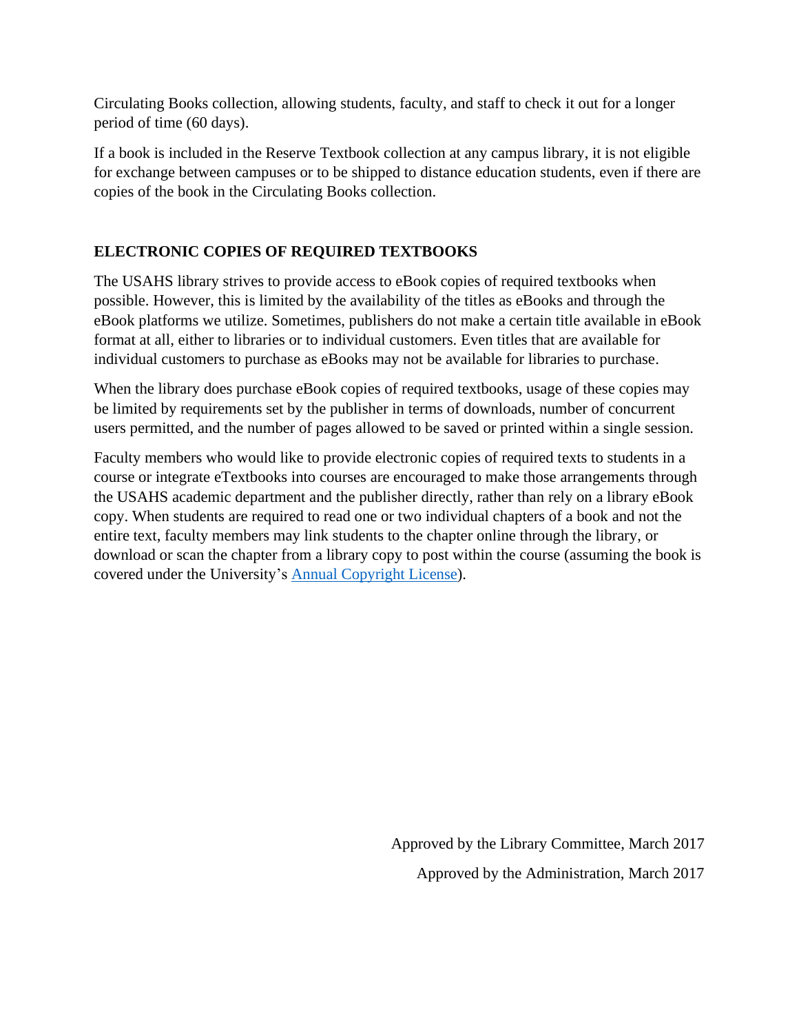Circulating Books collection, allowing students, faculty, and staff to check it out for a longer period of time (60 days).

If a book is included in the Reserve Textbook collection at any campus library, it is not eligible for exchange between campuses or to be shipped to distance education students, even if there are copies of the book in the Circulating Books collection.

## ELECTRONIC COPIES OF REQUIRED TEXTBOOKS

The USAHS library strives to provide access to eBook copies of required textbooks when possible. However, this is limited by the availability of the titles as eBooks and through the eBook platforms we utilize. Sometimes, publishers do not make a certain title available in eBook format at all, either to libraries or to individual customers. Even titles that are available for individual customers to purchase as eBooks may not be available for libraries to purchase.

When the library does purchase eBook copies of required textbooks, usage of these copies may be limited by requirements set by the publisher in terms of downloads, number of concurrent users permitted, and the number of pages allowed to be saved or printed within a single session.

Faculty members who would like to provide electronic copies of required texts to students in a course or integrate eTextbooks into courses are encouraged to make those arrangements through the USAHS academic department and the publisher directly, rather than rely on a library eBook copy. When students are required to read one or two individual chapters of a book and not the entire text, faculty members may link students to the chapter online through the library, or download or scan the chapter from a library copy to post within the course (assuming the book is covered under the University's Annual Copyright License).

Approved by the Library Committee, March 2017

Approved by the Administration, March 2017